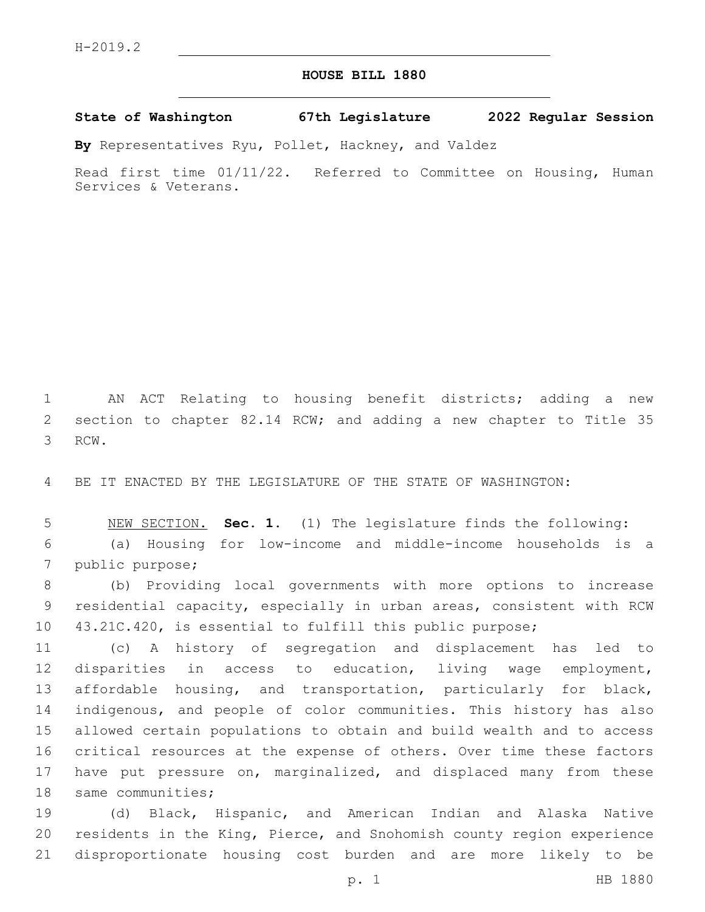H-2019.2

# HOUSE BILL 1880

**State of Washington 67th Legislature 2022 Regular Session**

**By** Representatives Ryu, Pollet, Hackney, and Valdez

Read first time 01/11/22. Referred to Committee on Housing, Human Services & Veterans.

AN ACT Relating to housing benefit districts; adding a new section to chapter 82.14 RCW; and adding a new chapter to Title 35 RCW.

BE IT ENACTED BY THE LEGISLATURE OF THE STATE OF WASHINGTON:

NEW SECTION. **Sec. 1.** (1) The legislature finds the following:

(a) Housing for low-income and middle-income households is a public purpose;

(b) Providing local governments with more options to increase residential capacity, especially in urban areas, consistent with RCW 43.21C.420, is essential to fulfill this public purpose;

(c) A history of segregation and displacement has led to disparities in access to education, living wage employment, affordable housing, and transportation, particularly for black, indigenous, and people of color communities. This history has also allowed certain populations to obtain and build wealth and to access critical resources at the expense of others. Over time these factors have put pressure on, marginalized, and displaced many from these same communities;

(d) Black, Hispanic, and American Indian and Alaska Native residents in the King, Pierce, and Snohomish county region experience disproportionate housing cost burden and are more likely to be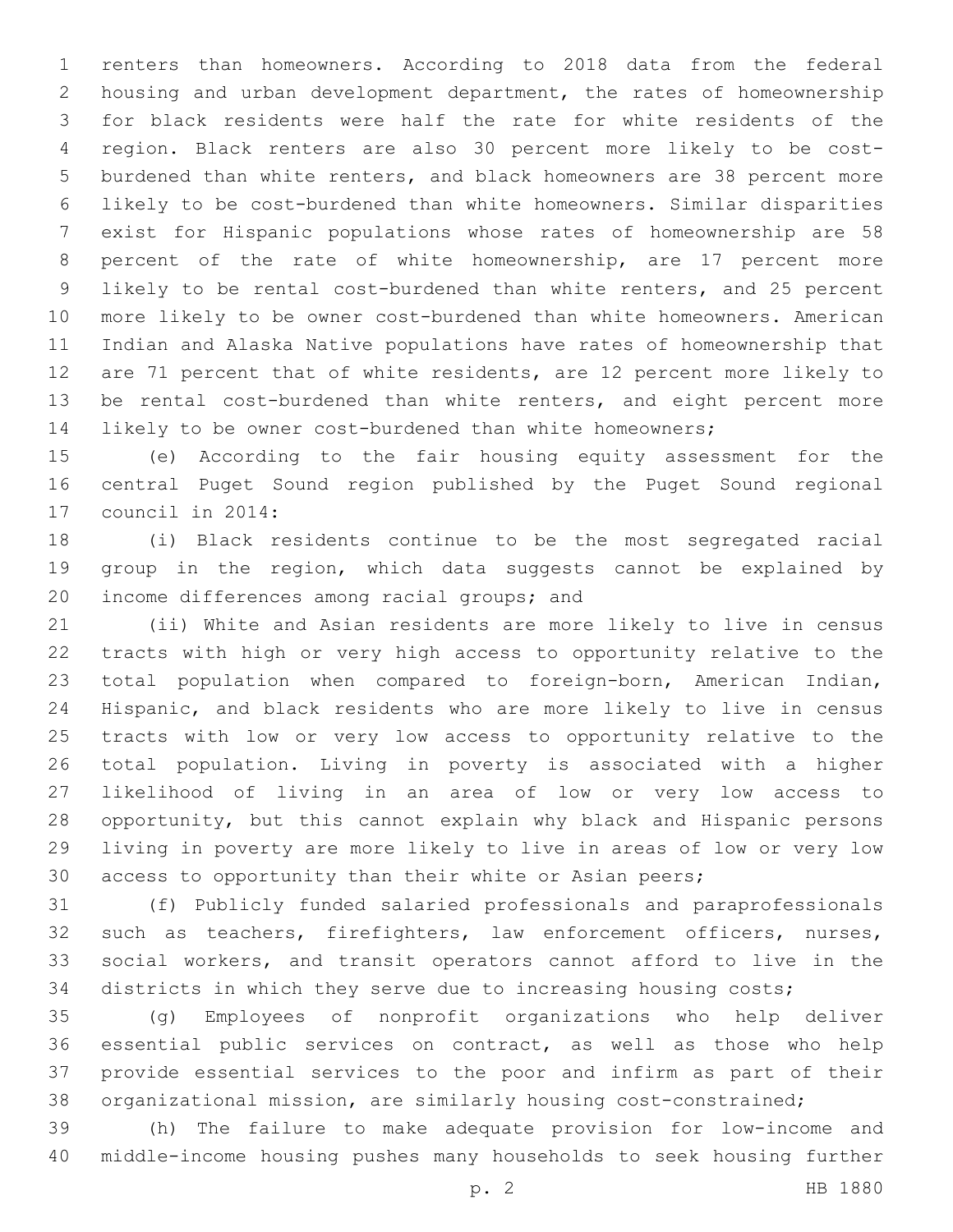renters than homeowners. According to 2018 data from the federal housing and urban development department, the rates of homeownership for black residents were half the rate for white residents of the region. Black renters are also 30 percent more likely to be cost-burdened than white renters, and black homeowners are 38 percent more likely to be cost-burdened than white homeowners. Similar disparities exist for Hispanic populations whose rates of homeownership are 58 percent of the rate of white homeownership, are 17 percent more likely to be rental cost-burdened than white renters, and 25 percent more likely to be owner cost-burdened than white homeowners. American Indian and Alaska Native populations have rates of homeownership that are 71 percent that of white residents, are 12 percent more likely to be rental cost-burdened than white renters, and eight percent more likely to be owner cost-burdened than white homeowners;

(e) According to the fair housing equity assessment for the central Puget Sound region published by the Puget Sound regional council in 2014:

(i) Black residents continue to be the most segregated racial group in the region, which data suggests cannot be explained by income differences among racial groups; and

(ii) White and Asian residents are more likely to live in census tracts with high or very high access to opportunity relative to the total population when compared to foreign-born, American Indian, Hispanic, and black residents who are more likely to live in census tracts with low or very low access to opportunity relative to the total population. Living in poverty is associated with a higher likelihood of living in an area of low or very low access to opportunity, but this cannot explain why black and Hispanic persons living in poverty are more likely to live in areas of low or very low access to opportunity than their white or Asian peers;

(f) Publicly funded salaried professionals and paraprofessionals such as teachers, firefighters, law enforcement officers, nurses, social workers, and transit operators cannot afford to live in the districts in which they serve due to increasing housing costs;

(g) Employees of nonprofit organizations who help deliver essential public services on contract, as well as those who help provide essential services to the poor and infirm as part of their organizational mission, are similarly housing cost-constrained;

(h) The failure to make adequate provision for low-income and middle-income housing pushes many households to seek housing further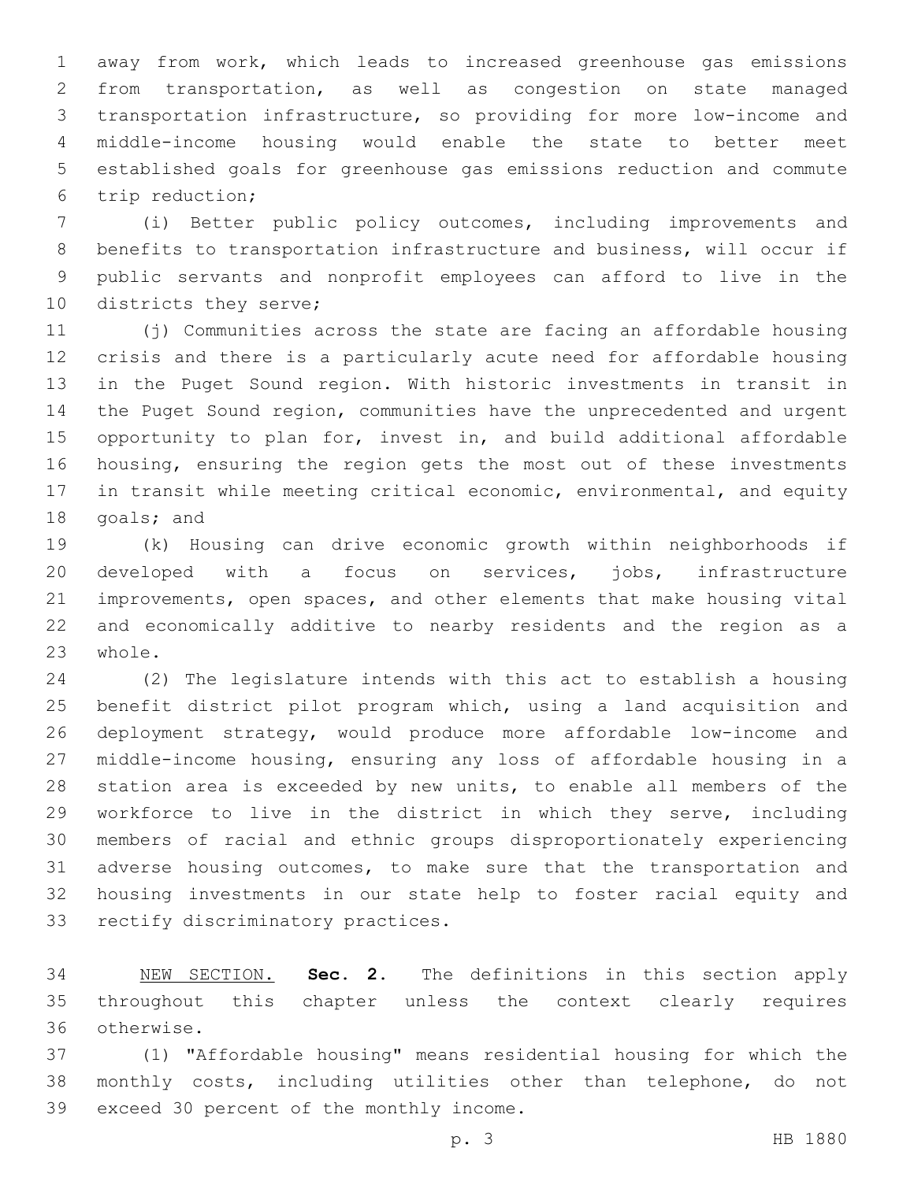away from work, which leads to increased greenhouse gas emissions from transportation, as well as congestion on state managed transportation infrastructure, so providing for more low-income and middle-income housing would enable the state to better meet established goals for greenhouse gas emissions reduction and commute trip reduction;

(i) Better public policy outcomes, including improvements and benefits to transportation infrastructure and business, will occur if public servants and nonprofit employees can afford to live in the districts they serve;

(j) Communities across the state are facing an affordable housing crisis and there is a particularly acute need for affordable housing in the Puget Sound region. With historic investments in transit in the Puget Sound region, communities have the unprecedented and urgent opportunity to plan for, invest in, and build additional affordable housing, ensuring the region gets the most out of these investments in transit while meeting critical economic, environmental, and equity goals; and

(k) Housing can drive economic growth within neighborhoods if developed with a focus on services, jobs, infrastructure improvements, open spaces, and other elements that make housing vital and economically additive to nearby residents and the region as a whole.

(2) The legislature intends with this act to establish a housing benefit district pilot program which, using a land acquisition and deployment strategy, would produce more affordable low-income and middle-income housing, ensuring any loss of affordable housing in a station area is exceeded by new units, to enable all members of the workforce to live in the district in which they serve, including members of racial and ethnic groups disproportionately experiencing adverse housing outcomes, to make sure that the transportation and housing investments in our state help to foster racial equity and rectify discriminatory practices.

NEW SECTION. **Sec. 2.** The definitions in this section apply throughout this chapter unless the context clearly requires otherwise.

(1) "Affordable housing" means residential housing for which the monthly costs, including utilities other than telephone, do not exceed 30 percent of the monthly income.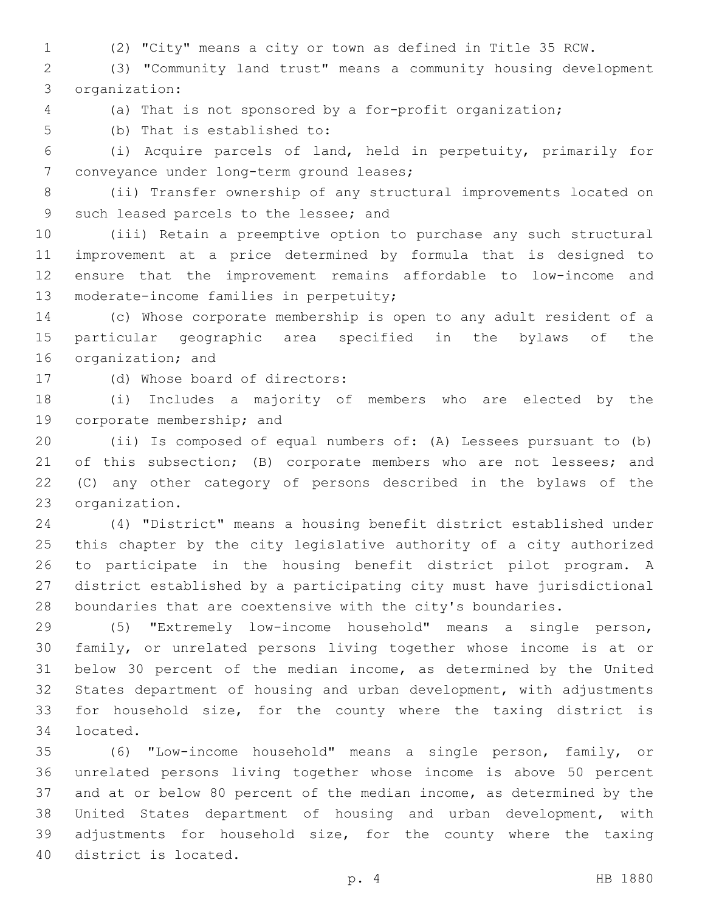(2) "City" means a city or town as defined in Title 35 RCW.

(3) "Community land trust" means a community housing development organization:

(a) That is not sponsored by a for-profit organization;

(b) That is established to:

(i) Acquire parcels of land, held in perpetuity, primarily for conveyance under long-term ground leases;

(ii) Transfer ownership of any structural improvements located on such leased parcels to the lessee; and

(iii) Retain a preemptive option to purchase any such structural improvement at a price determined by formula that is designed to ensure that the improvement remains affordable to low-income and moderate-income families in perpetuity;

(c) Whose corporate membership is open to any adult resident of a particular geographic area specified in the bylaws of the organization; and

(d) Whose board of directors:

(i) Includes a majority of members who are elected by the corporate membership; and

(ii) Is composed of equal numbers of: (A) Lessees pursuant to (b) of this subsection; (B) corporate members who are not lessees; and (C) any other category of persons described in the bylaws of the organization.

(4) "District" means a housing benefit district established under this chapter by the city legislative authority of a city authorized to participate in the housing benefit district pilot program. A district established by a participating city must have jurisdictional boundaries that are coextensive with the city's boundaries.

(5) "Extremely low-income household" means a single person, family, or unrelated persons living together whose income is at or below 30 percent of the median income, as determined by the United States department of housing and urban development, with adjustments for household size, for the county where the taxing district is located.

(6) "Low-income household" means a single person, family, or unrelated persons living together whose income is above 50 percent and at or below 80 percent of the median income, as determined by the United States department of housing and urban development, with adjustments for household size, for the county where the taxing district is located.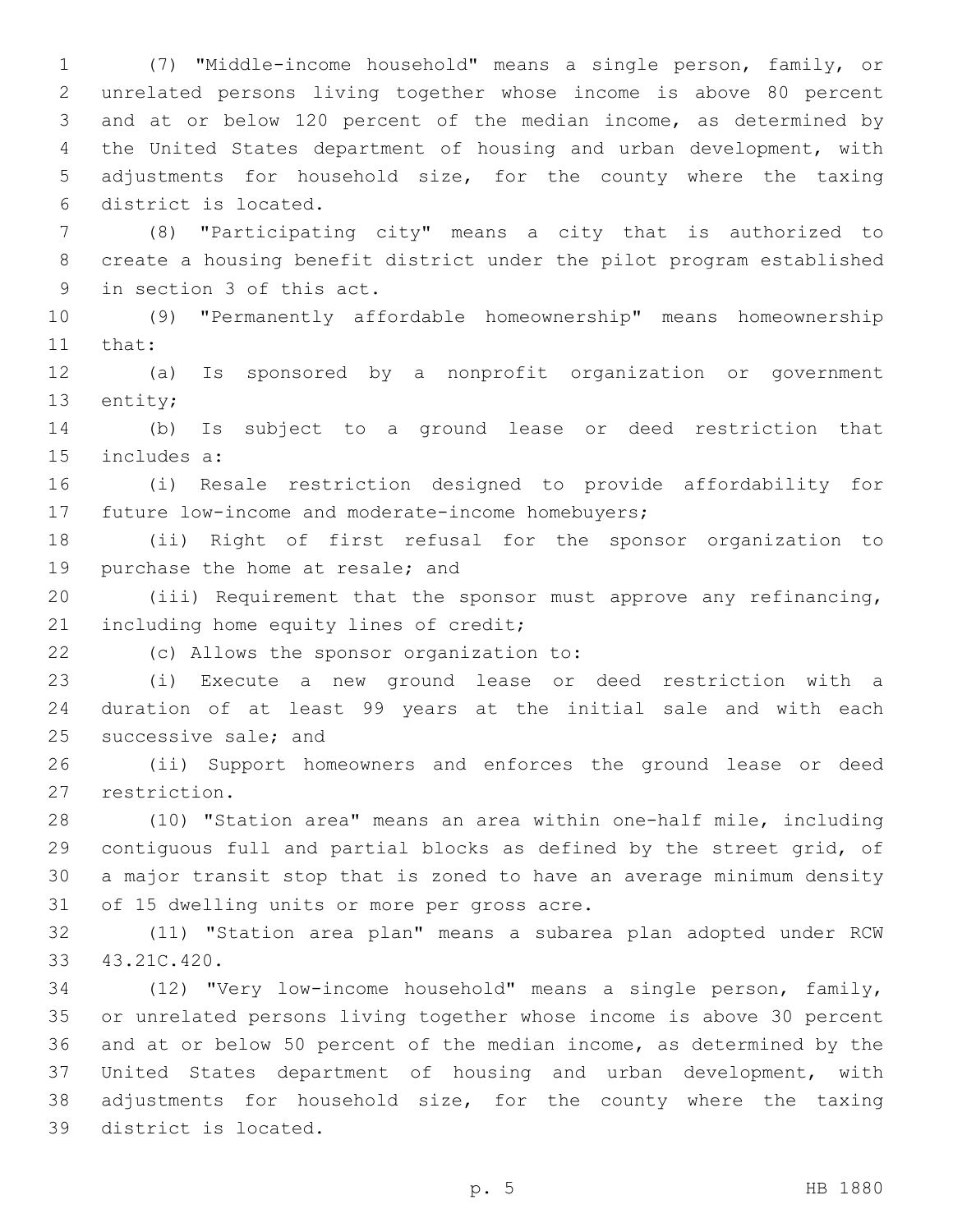(7) "Middle-income household" means a single person, family, or unrelated persons living together whose income is above 80 percent and at or below 120 percent of the median income, as determined by the United States department of housing and urban development, with adjustments for household size, for the county where the taxing district is located.

(8) "Participating city" means a city that is authorized to create a housing benefit district under the pilot program established in section 3 of this act.

(9) "Permanently affordable homeownership" means homeownership that:

(a) Is sponsored by a nonprofit organization or government entity;

(b) Is subject to a ground lease or deed restriction that includes a:

(i) Resale restriction designed to provide affordability for future low-income and moderate-income homebuyers;

(ii) Right of first refusal for the sponsor organization to purchase the home at resale; and

(iii) Requirement that the sponsor must approve any refinancing, including home equity lines of credit;

(c) Allows the sponsor organization to:

(i) Execute a new ground lease or deed restriction with a duration of at least 99 years at the initial sale and with each successive sale; and

(ii) Support homeowners and enforces the ground lease or deed restriction.

(10) "Station area" means an area within one-half mile, including contiguous full and partial blocks as defined by the street grid, of a major transit stop that is zoned to have an average minimum density of 15 dwelling units or more per gross acre.

(11) "Station area plan" means a subarea plan adopted under RCW 43.21C.420.

(12) "Very low-income household" means a single person, family, or unrelated persons living together whose income is above 30 percent and at or below 50 percent of the median income, as determined by the United States department of housing and urban development, with adjustments for household size, for the county where the taxing district is located.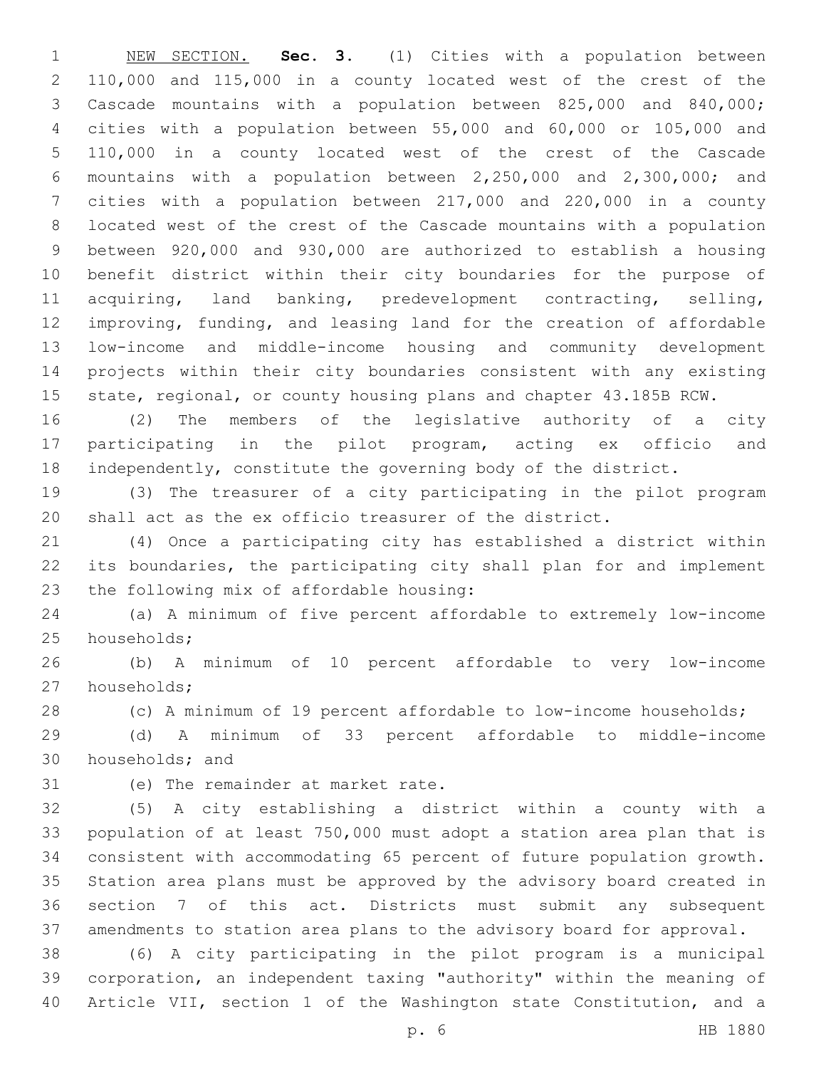NEW SECTION. **Sec. 3.** (1) Cities with a population between 110,000 and 115,000 in a county located west of the crest of the Cascade mountains with a population between 825,000 and 840,000; cities with a population between 55,000 and 60,000 or 105,000 and 110,000 in a county located west of the crest of the Cascade mountains with a population between 2,250,000 and 2,300,000; and cities with a population between 217,000 and 220,000 in a county located west of the crest of the Cascade mountains with a population between 920,000 and 930,000 are authorized to establish a housing benefit district within their city boundaries for the purpose of acquiring, land banking, predevelopment contracting, selling, improving, funding, and leasing land for the creation of affordable low-income and middle-income housing and community development projects within their city boundaries consistent with any existing state, regional, or county housing plans and chapter 43.185B RCW.

(2) The members of the legislative authority of a city participating in the pilot program, acting ex officio and independently, constitute the governing body of the district.

(3) The treasurer of a city participating in the pilot program shall act as the ex officio treasurer of the district.

(4) Once a participating city has established a district within its boundaries, the participating city shall plan for and implement the following mix of affordable housing:

(a) A minimum of five percent affordable to extremely low-income households;

(b) A minimum of 10 percent affordable to very low-income households;

(c) A minimum of 19 percent affordable to low-income households;

(d) A minimum of 33 percent affordable to middle-income households; and

(e) The remainder at market rate.

(5) A city establishing a district within a county with a population of at least 750,000 must adopt a station area plan that is consistent with accommodating 65 percent of future population growth. Station area plans must be approved by the advisory board created in section 7 of this act. Districts must submit any subsequent amendments to station area plans to the advisory board for approval.

(6) A city participating in the pilot program is a municipal corporation, an independent taxing "authority" within the meaning of Article VII, section 1 of the Washington state Constitution, and a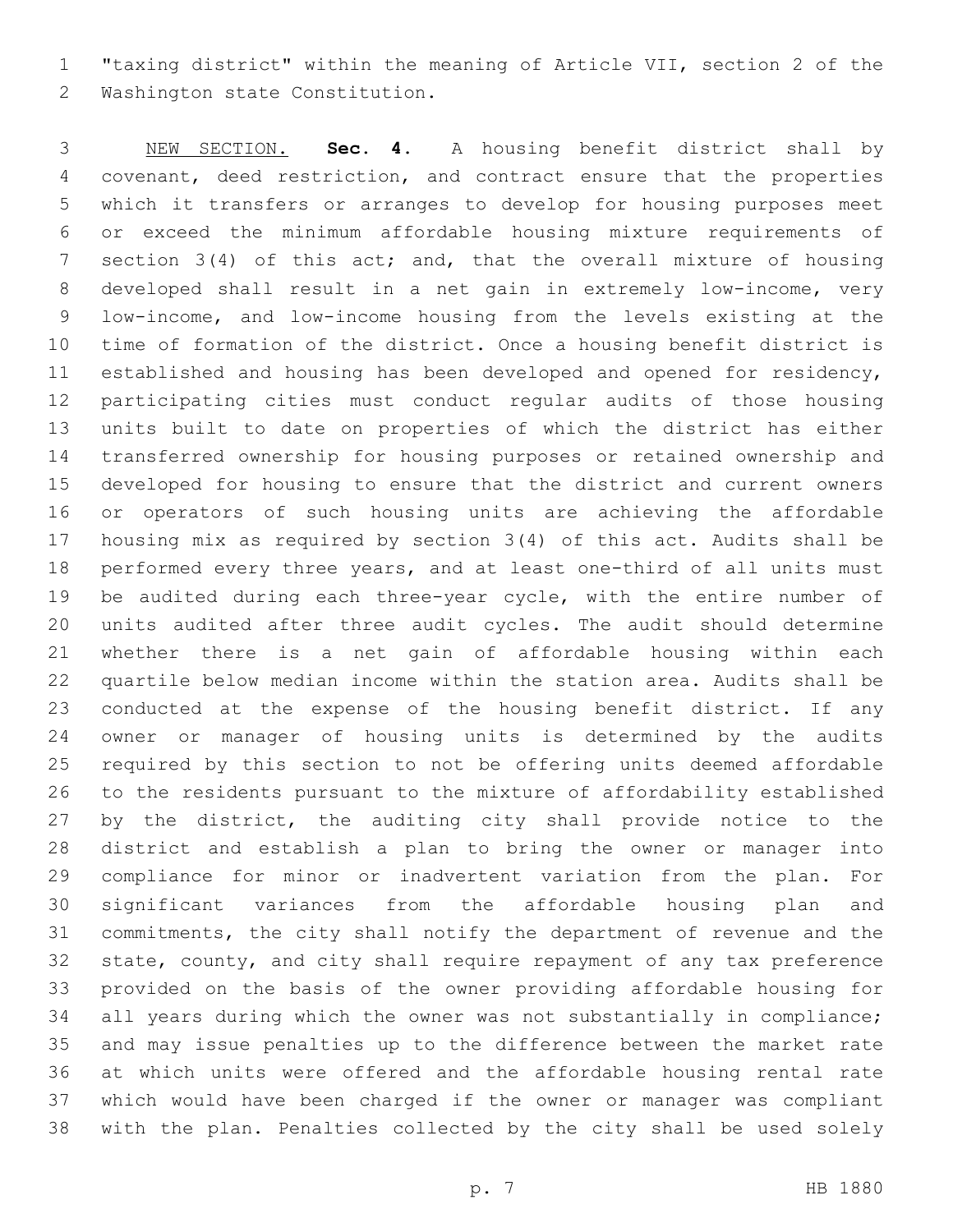"taxing district" within the meaning of Article VII, section 2 of the Washington state Constitution.

NEW SECTION. **Sec. 4.** A housing benefit district shall by covenant, deed restriction, and contract ensure that the properties which it transfers or arranges to develop for housing purposes meet or exceed the minimum affordable housing mixture requirements of section 3(4) of this act; and, that the overall mixture of housing developed shall result in a net gain in extremely low-income, very low-income, and low-income housing from the levels existing at the time of formation of the district. Once a housing benefit district is established and housing has been developed and opened for residency, participating cities must conduct regular audits of those housing units built to date on properties of which the district has either transferred ownership for housing purposes or retained ownership and developed for housing to ensure that the district and current owners or operators of such housing units are achieving the affordable housing mix as required by section 3(4) of this act. Audits shall be performed every three years, and at least one-third of all units must be audited during each three-year cycle, with the entire number of units audited after three audit cycles. The audit should determine whether there is a net gain of affordable housing within each quartile below median income within the station area. Audits shall be conducted at the expense of the housing benefit district. If any owner or manager of housing units is determined by the audits required by this section to not be offering units deemed affordable to the residents pursuant to the mixture of affordability established by the district, the auditing city shall provide notice to the district and establish a plan to bring the owner or manager into compliance for minor or inadvertent variation from the plan. For significant variances from the affordable housing plan and commitments, the city shall notify the department of revenue and the state, county, and city shall require repayment of any tax preference provided on the basis of the owner providing affordable housing for all years during which the owner was not substantially in compliance; and may issue penalties up to the difference between the market rate at which units were offered and the affordable housing rental rate which would have been charged if the owner or manager was compliant with the plan. Penalties collected by the city shall be used solely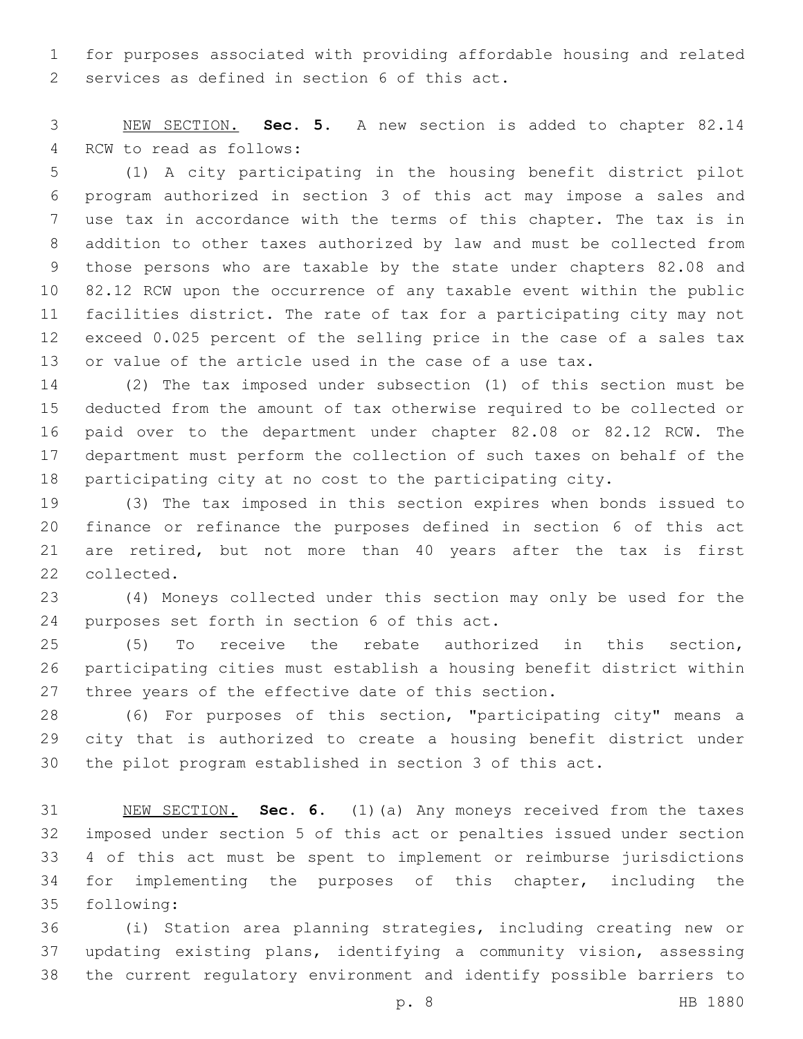for purposes associated with providing affordable housing and related services as defined in section 6 of this act.

NEW SECTION. **Sec. 5.** A new section is added to chapter 82.14 RCW to read as follows:

(1) A city participating in the housing benefit district pilot program authorized in section 3 of this act may impose a sales and use tax in accordance with the terms of this chapter. The tax is in addition to other taxes authorized by law and must be collected from those persons who are taxable by the state under chapters 82.08 and 82.12 RCW upon the occurrence of any taxable event within the public facilities district. The rate of tax for a participating city may not exceed 0.025 percent of the selling price in the case of a sales tax or value of the article used in the case of a use tax.

(2) The tax imposed under subsection (1) of this section must be deducted from the amount of tax otherwise required to be collected or paid over to the department under chapter 82.08 or 82.12 RCW. The department must perform the collection of such taxes on behalf of the participating city at no cost to the participating city.

(3) The tax imposed in this section expires when bonds issued to finance or refinance the purposes defined in section 6 of this act are retired, but not more than 40 years after the tax is first collected.

(4) Moneys collected under this section may only be used for the purposes set forth in section 6 of this act.

(5) To receive the rebate authorized in this section, participating cities must establish a housing benefit district within three years of the effective date of this section.

(6) For purposes of this section, "participating city" means a city that is authorized to create a housing benefit district under the pilot program established in section 3 of this act.

NEW SECTION. **Sec. 6.** (1)(a) Any moneys received from the taxes imposed under section 5 of this act or penalties issued under section 4 of this act must be spent to implement or reimburse jurisdictions for implementing the purposes of this chapter, including the following:

(i) Station area planning strategies, including creating new or updating existing plans, identifying a community vision, assessing the current regulatory environment and identify possible barriers to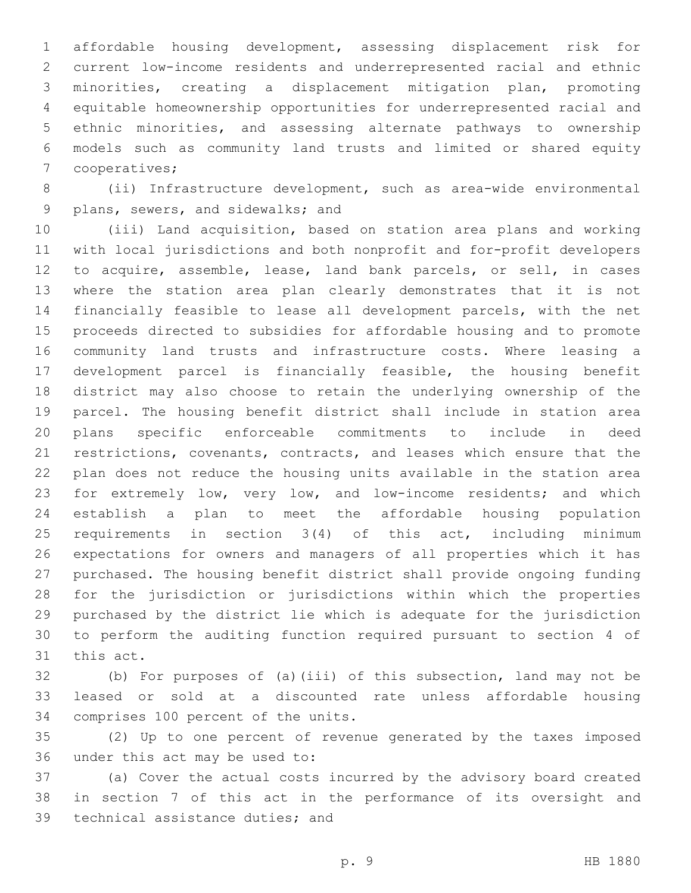affordable housing development, assessing displacement risk for current low-income residents and underrepresented racial and ethnic minorities, creating a displacement mitigation plan, promoting equitable homeownership opportunities for underrepresented racial and ethnic minorities, and assessing alternate pathways to ownership models such as community land trusts and limited or shared equity cooperatives;

(ii) Infrastructure development, such as area-wide environmental plans, sewers, and sidewalks; and

(iii) Land acquisition, based on station area plans and working with local jurisdictions and both nonprofit and for-profit developers to acquire, assemble, lease, land bank parcels, or sell, in cases where the station area plan clearly demonstrates that it is not financially feasible to lease all development parcels, with the net proceeds directed to subsidies for affordable housing and to promote community land trusts and infrastructure costs. Where leasing a development parcel is financially feasible, the housing benefit district may also choose to retain the underlying ownership of the parcel. The housing benefit district shall include in station area plans specific enforceable commitments to include in deed restrictions, covenants, contracts, and leases which ensure that the plan does not reduce the housing units available in the station area for extremely low, very low, and low-income residents; and which establish a plan to meet the affordable housing population requirements in section 3(4) of this act, including minimum expectations for owners and managers of all properties which it has purchased. The housing benefit district shall provide ongoing funding for the jurisdiction or jurisdictions within which the properties purchased by the district lie which is adequate for the jurisdiction to perform the auditing function required pursuant to section 4 of this act.

(b) For purposes of (a)(iii) of this subsection, land may not be leased or sold at a discounted rate unless affordable housing comprises 100 percent of the units.

(2) Up to one percent of revenue generated by the taxes imposed under this act may be used to:

(a) Cover the actual costs incurred by the advisory board created in section 7 of this act in the performance of its oversight and technical assistance duties; and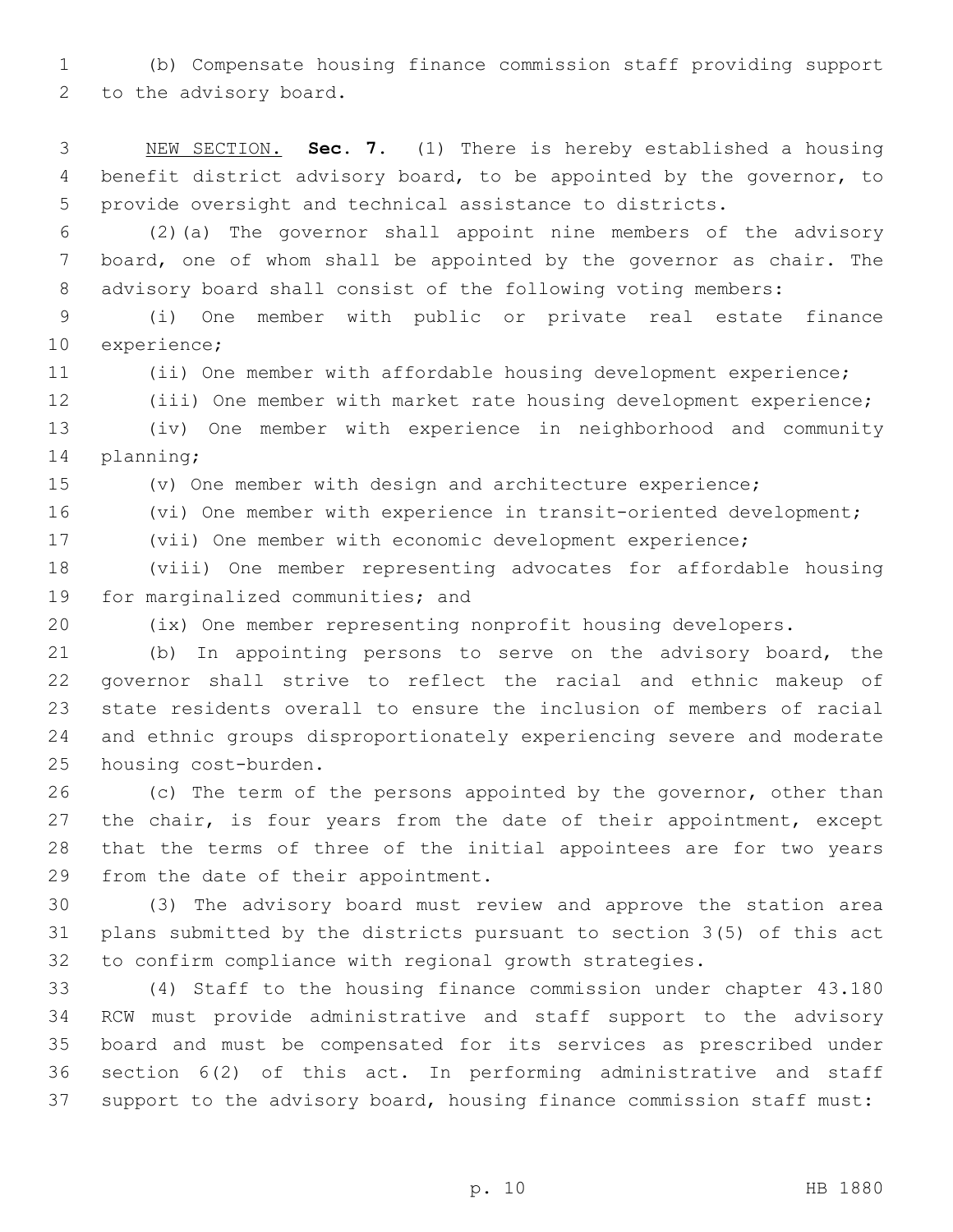(b) Compensate housing finance commission staff providing support to the advisory board.

NEW SECTION. **Sec. 7.** (1) There is hereby established a housing benefit district advisory board, to be appointed by the governor, to provide oversight and technical assistance to districts.

(2)(a) The governor shall appoint nine members of the advisory board, one of whom shall be appointed by the governor as chair. The advisory board shall consist of the following voting members:

(i) One member with public or private real estate finance experience;

(ii) One member with affordable housing development experience;

(iii) One member with market rate housing development experience;

(iv) One member with experience in neighborhood and community planning;

(v) One member with design and architecture experience;

(vi) One member with experience in transit-oriented development;

(vii) One member with economic development experience;

(viii) One member representing advocates for affordable housing for marginalized communities; and

(ix) One member representing nonprofit housing developers.

(b) In appointing persons to serve on the advisory board, the governor shall strive to reflect the racial and ethnic makeup of state residents overall to ensure the inclusion of members of racial and ethnic groups disproportionately experiencing severe and moderate housing cost-burden.

(c) The term of the persons appointed by the governor, other than the chair, is four years from the date of their appointment, except that the terms of three of the initial appointees are for two years from the date of their appointment.

(3) The advisory board must review and approve the station area plans submitted by the districts pursuant to section 3(5) of this act to confirm compliance with regional growth strategies.

(4) Staff to the housing finance commission under chapter 43.180 RCW must provide administrative and staff support to the advisory board and must be compensated for its services as prescribed under section 6(2) of this act. In performing administrative and staff support to the advisory board, housing finance commission staff must: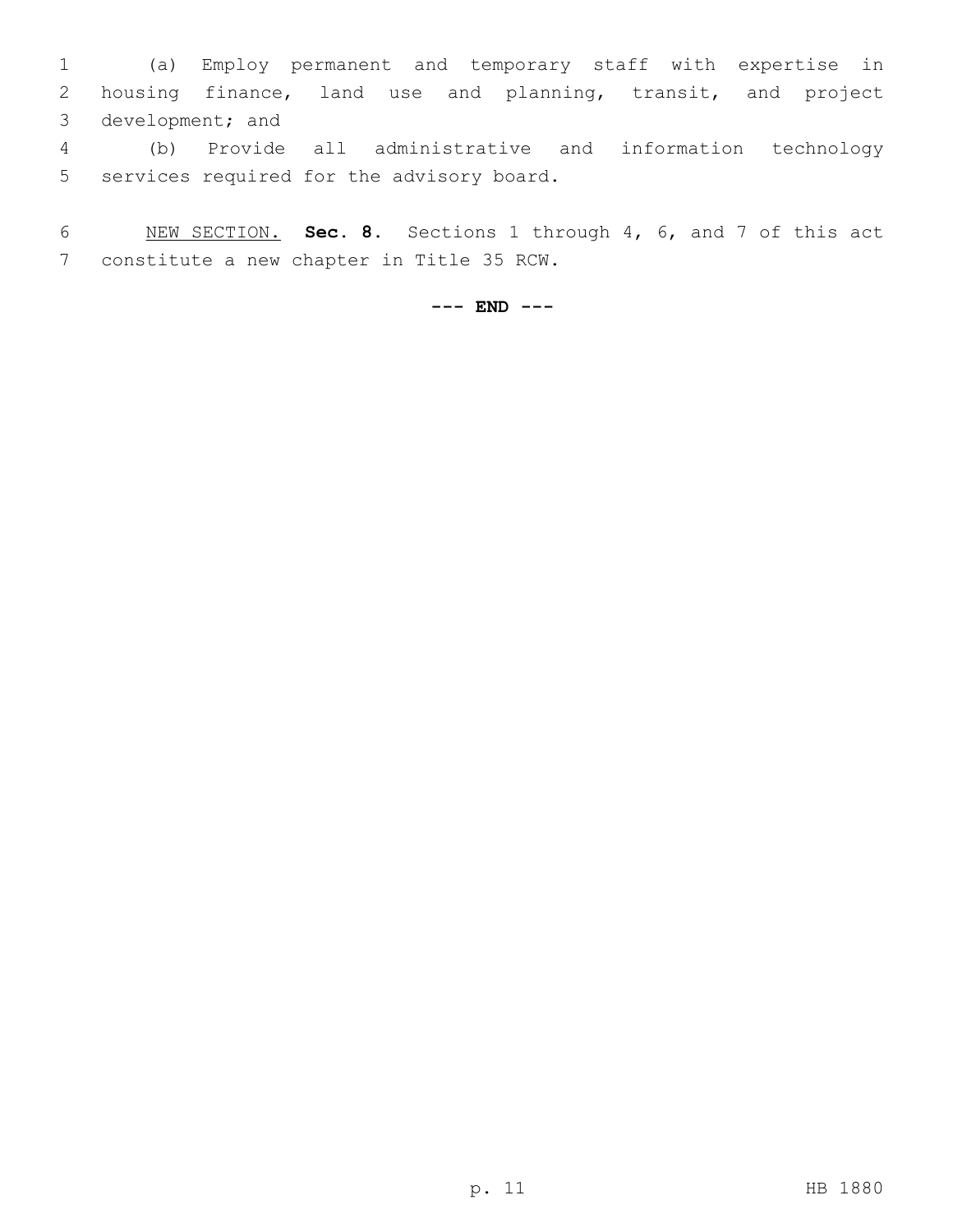(a) Employ permanent and temporary staff with expertise in housing finance, land use and planning, transit, and project development; and

(b) Provide all administrative and information technology services required for the advisory board.

NEW SECTION. **Sec. 8.** Sections 1 through 4, 6, and 7 of this act constitute a new chapter in Title 35 RCW.

**--- END ---**